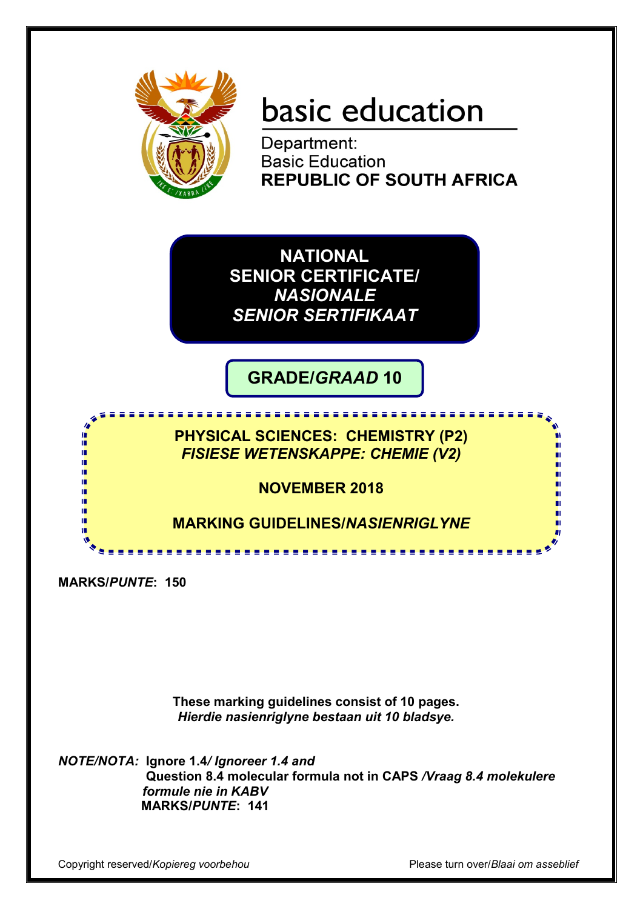basic education

Department:
Basic Education
**REPUBLIC OF SOUTH AFRICA**

# NATIONAL SENIOR CERTIFICATE/ *NASIONALE SENIOR SERTIFIKAAT*

## GRADE/*GRAAD* 10

## PHYSICAL SCIENCES: CHEMISTRY (P2)
## *FISIESE WETENSKAPPE: CHEMIE (V2)*

**NOVEMBER 2018**

**MARKING GUIDELINES/*NASIENRIGLYNE***

**MARKS/*PUNTE*: 150**

**These marking guidelines consist of 10 pages.**
***Hierdie nasienriglyne bestaan uit 10 bladsye.***

***NOTE/NOTA:*** **Ignore 1.4/ *Ignoreer 1.4 and***
**Question 8.4 molecular formula not in CAPS */Vraag 8.4 molekulere formule nie in KABV***
**MARKS/*PUNTE*: 141**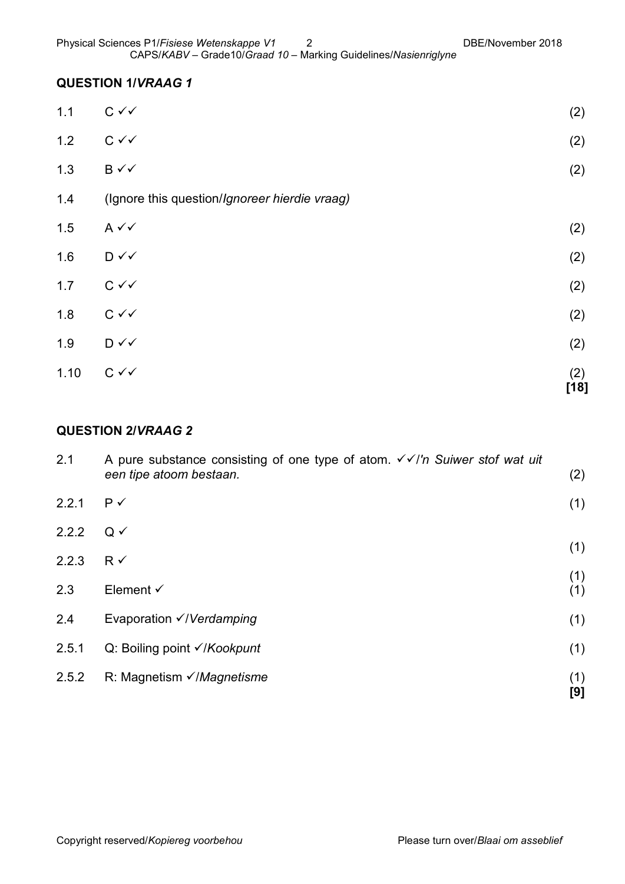## QUESTION 1/*VRAAG 1*

| | | |
|---|---|---|
| 1.1 | C ✓✓ | (2) |
| 1.2 | C ✓✓ | (2) |
| 1.3 | B ✓✓ | (2) |
| 1.4 | (Ignore this question/*Ignoreer hierdie vraag)* | |
| 1.5 | A ✓✓ | (2) |
| 1.6 | D ✓✓ | (2) |
| 1.7 | C ✓✓ | (2) |
| 1.8 | C ✓✓ | (2) |
| 1.9 | D ✓✓ | (2) |
| 1.10 | C ✓✓ | (2) **[18]** |

## QUESTION 2/*VRAAG 2*

| | | |
|---|---|---|
| 2.1 | A pure substance consisting of one type of atom. ✓✓/*'n Suiwer stof wat uit een tipe atoom bestaan.* | (2) |
| 2.2.1 | P ✓ | (1) |
| 2.2.2 | Q ✓ | (1) |
| 2.2.3 | R ✓ | (1) |
| 2.3 | Element ✓ | (1) |
| 2.4 | Evaporation ✓/*Verdamping* | (1) |
| 2.5.1 | Q: Boiling point ✓/*Kookpunt* | (1) |
| 2.5.2 | R: Magnetism ✓/*Magnetisme* | (1) **[9]** |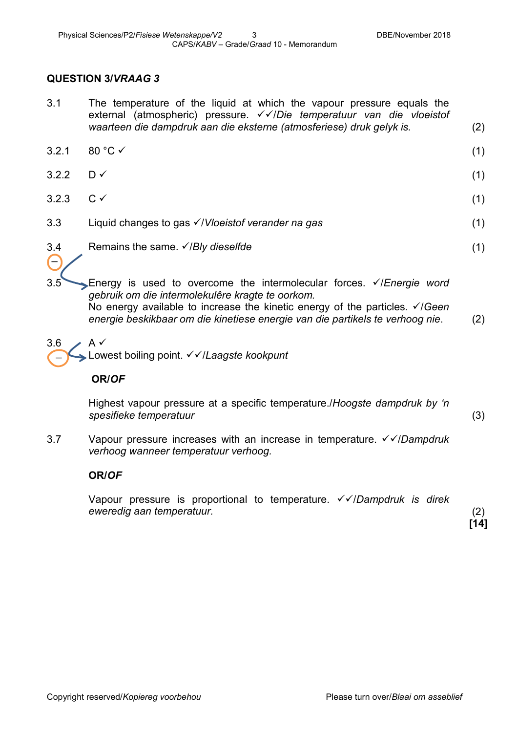## QUESTION 3/*VRAAG 3*

3.1 The temperature of the liquid at which the vapour pressure equals the external (atmospheric) pressure. ✓✓/*Die temperatuur van die vloeistof waarteen die dampdruk aan die eksterne (atmosferiese) druk gelyk is.* (2)

3.2.1 80 °C ✓ (1)

3.2.2 D ✓ (1)

3.2.3 C ✓ (1)

3.3 Liquid changes to gas ✓/*Vloeistof verander na gas* (1)

3.4 Remains the same. ✓/*Bly dieselfde* (1)

3.5 Energy is used to overcome the intermolecular forces. ✓/*Energie word gebruik om die intermolekulêre kragte te oorkom.*
No energy available to increase the kinetic energy of the particles. ✓/*Geen energie beskikbaar om die kinetiese energie van die partikels te verhoog nie.* (2)

3.6 A ✓
Lowest boiling point. ✓✓/*Laagste kookpunt*

**OR/*OF***

Highest vapour pressure at a specific temperature./*Hoogste dampdruk by 'n spesifieke temperatuur* (3)

3.7 Vapour pressure increases with an increase in temperature. ✓✓/*Dampdruk verhoog wanneer temperatuur verhoog.*

**OR/*OF***

Vapour pressure is proportional to temperature. ✓✓/*Dampdruk is direk eweredig aan temperatuur.* (2)

**[14]**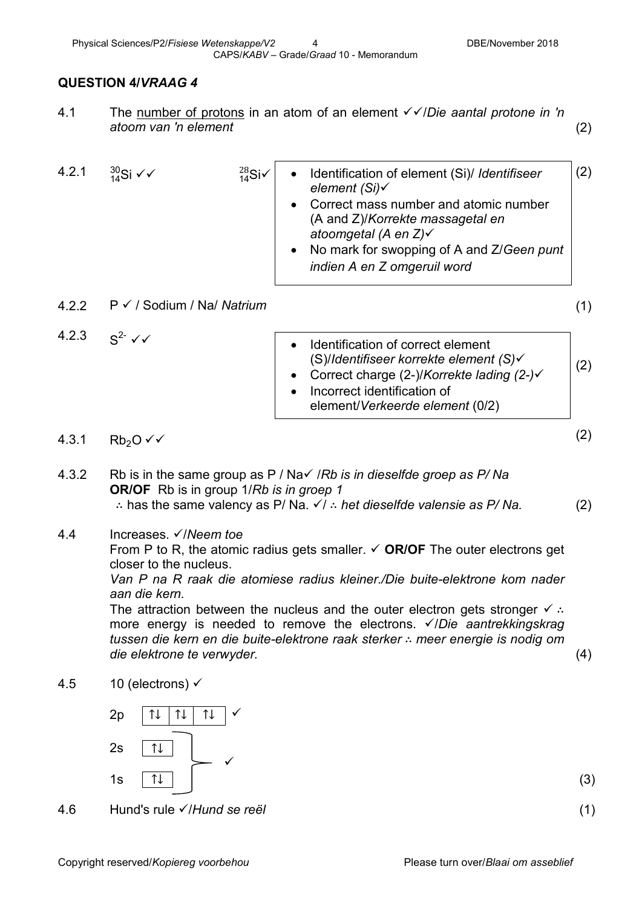## QUESTION 4/*VRAAG 4*

4.1 The <u>number of protons</u> in an atom of an element ✓✓/*Die aantal protone in 'n atoom van 'n element* (2)

4.2.1 $^{30}_{14}Si$ ✓✓ $^{28}_{14}Si$✓

- Identification of element (Si)/ *Identifiseer element (Si)*✓
- Correct mass number and atomic number (A and Z)/*Korrekte massagetal en atoomgetal (A en Z)*✓
- No mark for swopping of A and Z/*Geen punt indien A en Z omgeruil word*

(2)

4.2.2 P ✓ / Sodium / Na/ *Natrium* (1)

4.2.3 $S^{2-}$ ✓✓

- Identification of correct element (S)/*Identifiseer korrekte element (S)*✓
- Correct charge (2-)/*Korrekte lading (2-)*✓
- Incorrect identification of element/*Verkeerde element* (0/2)

(2)

4.3.1 $Rb_2O$ ✓✓ (2)

4.3.2 Rb is in the same group as P / Na✓ /*Rb is in dieselfde groep as P/ Na*
**OR/OF** Rb is in group 1/*Rb is in groep 1*
∴ has the same valency as P/ Na. ✓/ ∴ *het dieselfde valensie as P/ Na.* (2)

4.4 Increases. ✓/*Neem toe*
From P to R, the atomic radius gets smaller. ✓ **OR/OF** The outer electrons get closer to the nucleus.
*Van P na R raak die atomiese radius kleiner./Die buite-elektrone kom nader aan die kern.*
The attraction between the nucleus and the outer electron gets stronger ✓ ∴ more energy is needed to remove the electrons. ✓/*Die aantrekkingskrag tussen die kern en die buite-elektrone raak sterker ∴ meer energie is nodig om die elektrone te verwyder.* (4)

4.5 10 (electrons) ✓

| | | | | |
|---|---|---|---|---|
| 2p | ↑↓ | ↑↓ | ↑↓ | ✓ |
| 2s | ↑↓ | | | ✓ (2s and 1s) |
| 1s | ↑↓ | | | |

(3)

4.6 Hund's rule ✓/*Hund se reël* (1)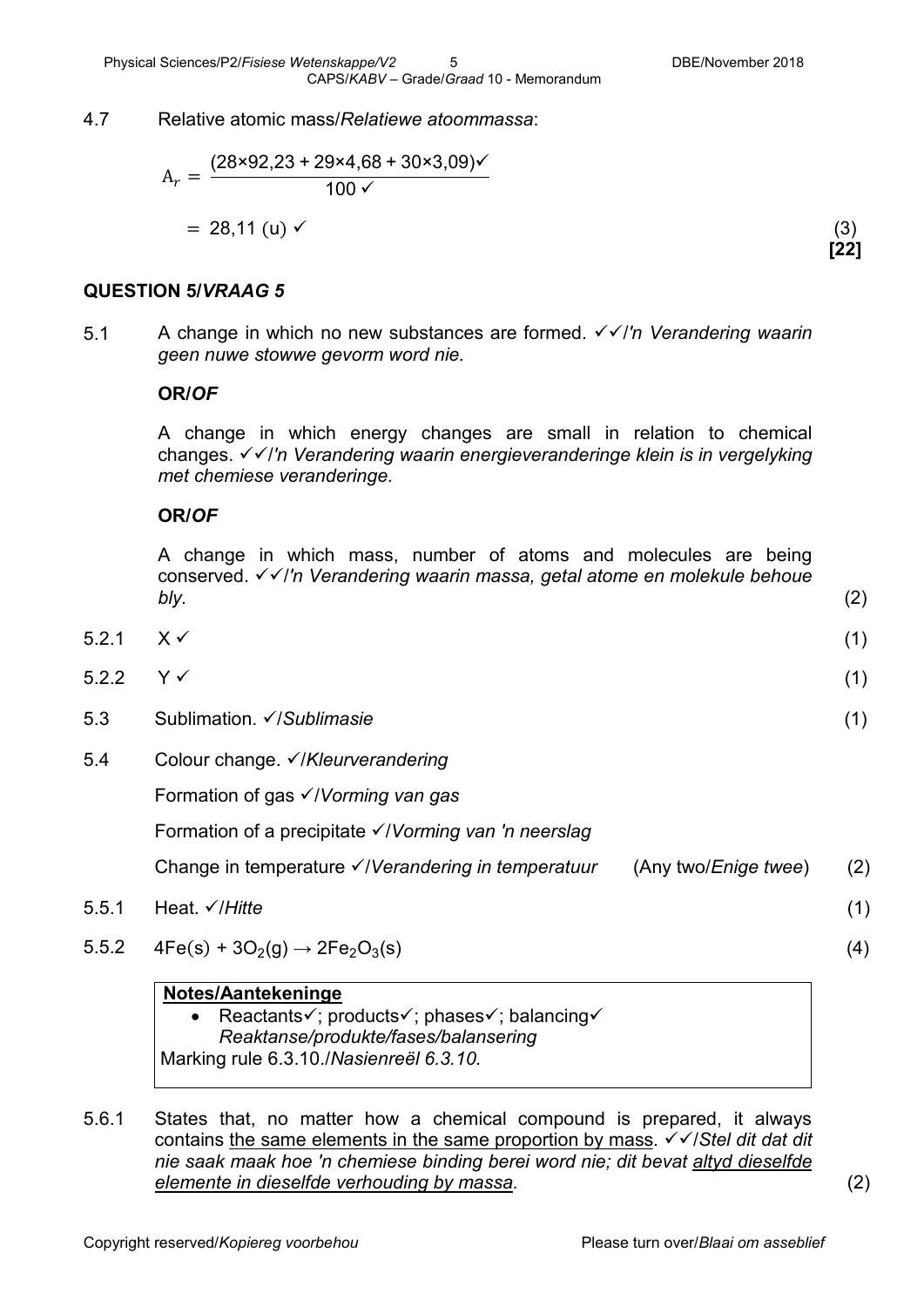4.7 Relative atomic mass/*Relatiewe atoommassa*:

$$A_r = \frac{(28 \times 92{,}23 + 29 \times 4{,}68 + 30 \times 3{,}09)\checkmark}{100\checkmark}$$

$$= 28{,}11\ (\text{u})\checkmark$$

(3)

**[22]**

## QUESTION 5/*VRAAG 5*

5.1 A change in which no new substances are formed. ✓✓/*'n Verandering waarin geen nuwe stowwe gevorm word nie.*

**OR/*OF***

A change in which energy changes are small in relation to chemical changes. ✓✓/*'n Verandering waarin energieveranderinge klein is in vergelyking met chemiese veranderinge.*

**OR/*OF***

A change in which mass, number of atoms and molecules are being conserved. ✓✓/*'n Verandering waarin massa, getal atome en molekule behoue bly.* (2)

5.2.1 X ✓ (1)

5.2.2 Y ✓ (1)

5.3 Sublimation. ✓/*Sublimasie* (1)

5.4 Colour change. ✓/*Kleurverandering*

Formation of gas ✓/*Vorming van gas*

Formation of a precipitate ✓/*Vorming van 'n neerslag*

Change in temperature ✓/*Verandering in temperatuur* (Any two/*Enige twee*) (2)

5.5.1 Heat. ✓/*Hitte* (1)

5.5.2 $4Fe(s) + 3O_2(g) \rightarrow 2Fe_2O_3(s)$ (4)

**Notes/Aantekeninge**
- Reactants✓; products✓; phases✓; balancing✓
  *Reaktanse/produkte/fases/balansering*

Marking rule 6.3.10./*Nasienreël 6.3.10.*

5.6.1 States that, no matter how a chemical compound is prepared, it always contains the same elements in the same proportion by mass. ✓✓/*Stel dit dat dit nie saak maak hoe 'n chemiese binding berei word nie; dit bevat altyd dieselfde elemente in dieselfde verhouding by massa.* (2)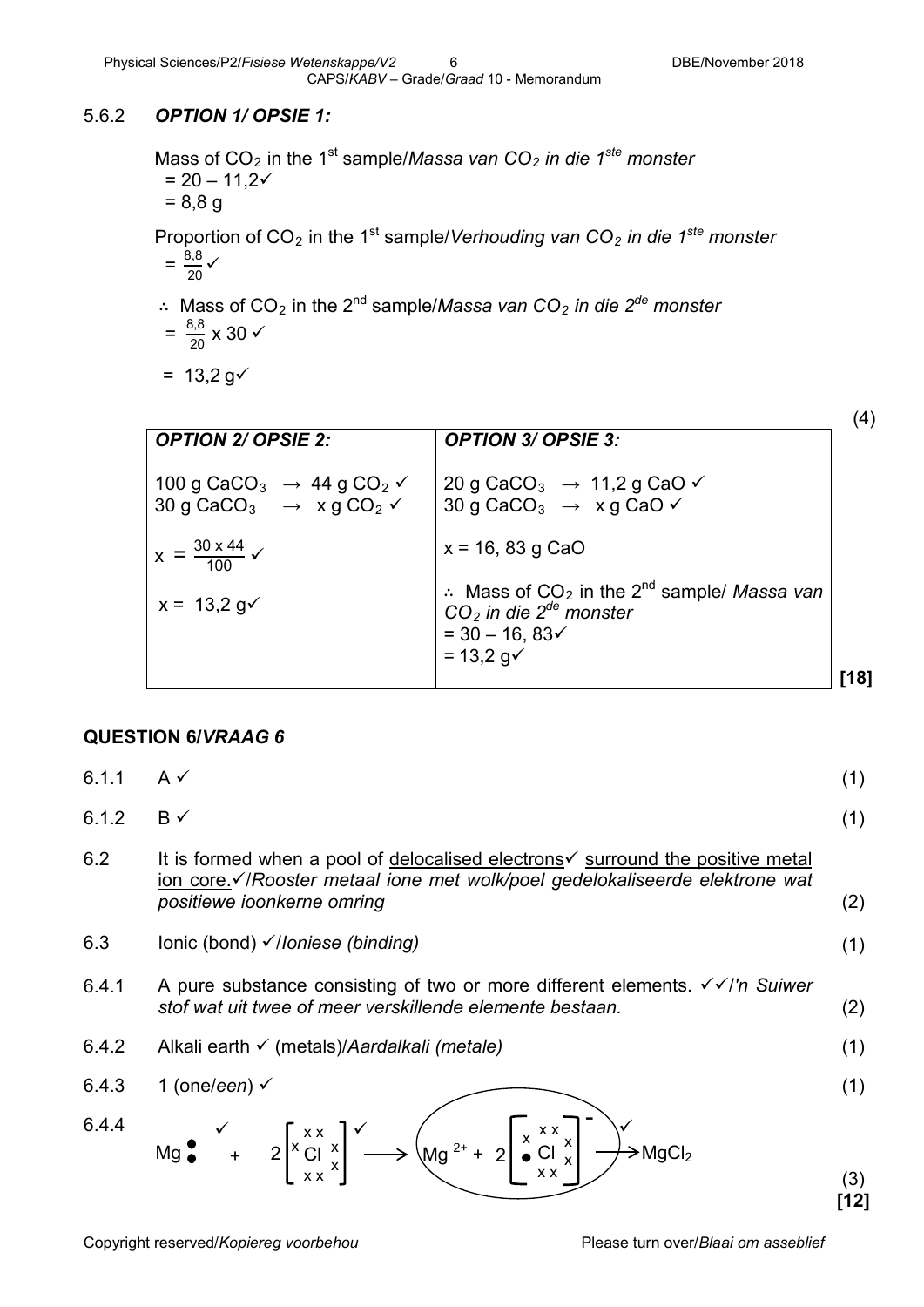5.6.2 ***OPTION 1/ OPSIE 1:***

Mass of $CO_2$ in the 1st sample/*Massa van $CO_2$ in die 1ste monster*
$= 20 - 11{,}2$ ✓
$= 8{,}8$ g

Proportion of $CO_2$ in the 1st sample/*Verhouding van $CO_2$ in die 1ste monster*
$= \frac{8{,}8}{20}$ ✓

∴ Mass of $CO_2$ in the 2nd sample/*Massa van $CO_2$ in die 2de monster*
$= \frac{8{,}8}{20} \times 30$ ✓

$= 13{,}2$ g ✓

(4)

| ***OPTION 2/ OPSIE 2:*** | ***OPTION 3/ OPSIE 3:*** |
|---|---|
| 100 g $CaCO_3$ → 44 g $CO_2$ ✓<br>30 g $CaCO_3$ → x g $CO_2$ ✓<br><br>$x = \frac{30 \times 44}{100}$ ✓<br><br>$x = 13{,}2$ g ✓ | 20 g $CaCO_3$ → 11,2 g CaO ✓<br>30 g $CaCO_3$ → x g CaO ✓<br><br>x = 16, 83 g CaO<br><br>∴ Mass of $CO_2$ in the 2nd sample/ *Massa van $CO_2$ in die 2de monster*<br>= 30 – 16, 83 ✓<br>= 13,2 g ✓ |

**[18]**

## QUESTION 6/*VRAAG 6*

6.1.1 A ✓ (1)

6.1.2 B ✓ (1)

6.2 It is formed when a pool of <u>delocalised electrons</u> ✓ <u>surround the positive metal ion core.</u> ✓/*Rooster metaal ione met wolk/poel gedelokaliseerde elektrone wat positiewe ioonkerne omring* (2)

6.3 Ionic (bond) ✓/*Ioniese (binding)* (1)

6.4.1 A pure substance consisting of two or more different elements. ✓✓/*'n Suiwer stof wat uit twee of meer verskillende elemente bestaan.* (2)

6.4.2 Alkali earth ✓ (metals)/*Aardalkali (metale)* (1)

6.4.3 1 (one/*een*) ✓ (1)

6.4.4 Mg: (two dot electrons) ✓ + 2[Cl with seven x electrons] ✓ → ($Mg^{2+}$ + 2[Cl with seven x electrons and one • electron]$^-$) ✓ → $MgCl_2$ (3)

**[12]**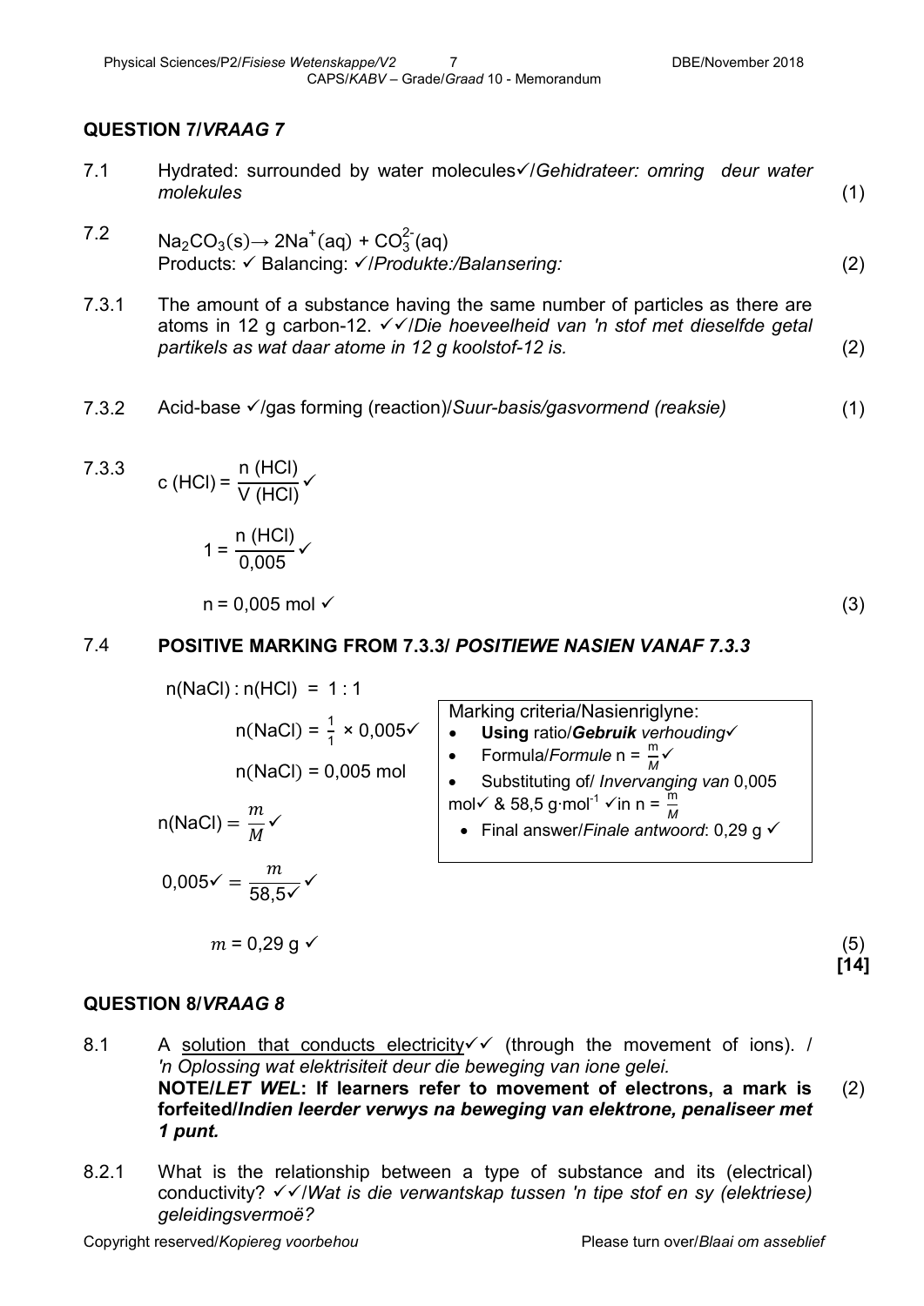## QUESTION 7/*VRAAG 7*

7.1 Hydrated: surrounded by water molecules✓/*Gehidrateer: omring deur water molekules* (1)

7.2 $Na_2CO_3(s) \rightarrow 2Na^+(aq) + CO_3^{2-}(aq)$
Products: ✓ Balancing: ✓/*Produkte:/Balansering:* (2)

7.3.1 The amount of a substance having the same number of particles as there are atoms in 12 g carbon-12. ✓✓/*Die hoeveelheid van 'n stof met dieselfde getal partikels as wat daar atome in 12 g koolstof-12 is.* (2)

7.3.2 Acid-base ✓/gas forming (reaction)/*Suur-basis/gasvormend (reaksie)* (1)

7.3.3 $c\,(HCl) = \frac{n\,(HCl)}{V\,(HCl)}$ ✓

$1 = \frac{n\,(HCl)}{0{,}005}$ ✓

$n = 0{,}005$ mol ✓ (3)

7.4 **POSITIVE MARKING FROM 7.3.3/ *POSITIEWE NASIEN VANAF 7.3.3***

$n(NaCl) : n(HCl) = 1 : 1$

$n(NaCl) = \frac{1}{1} \times 0{,}005$✓

$n(NaCl) = 0{,}005$ mol

$n(NaCl) = \frac{m}{M}$✓

$0{,}005$✓ $= \frac{m}{58{,}5✓}$✓

$m = 0{,}29$ g ✓ (5)

Marking criteria/Nasienriglyne:
- **Using** ratio/***Gebruik*** *verhouding*✓
- Formula/*Formule* $n = \frac{m}{M}$✓
- Substituting of/ *Invervanging van* 0,005 mol✓ & 58,5 g·mol$^{-1}$ ✓in $n = \frac{m}{M}$
- Final answer/*Finale antwoord*: 0,29 g ✓

**[14]**

## QUESTION 8/*VRAAG 8*

8.1 A solution that conducts electricity✓✓ (through the movement of ions). / *'n Oplossing wat elektrisiteit deur die beweging van ione gelei.*
**NOTE/*LET WEL*: If learners refer to movement of electrons, a mark is forfeited/*Indien leerder verwys na beweging van elektrone, penaliseer met 1 punt.*** (2)

8.2.1 What is the relationship between a type of substance and its (electrical) conductivity? ✓✓/*Wat is die verwantskap tussen 'n tipe stof en sy (elektriese) geleidingsvermoë?*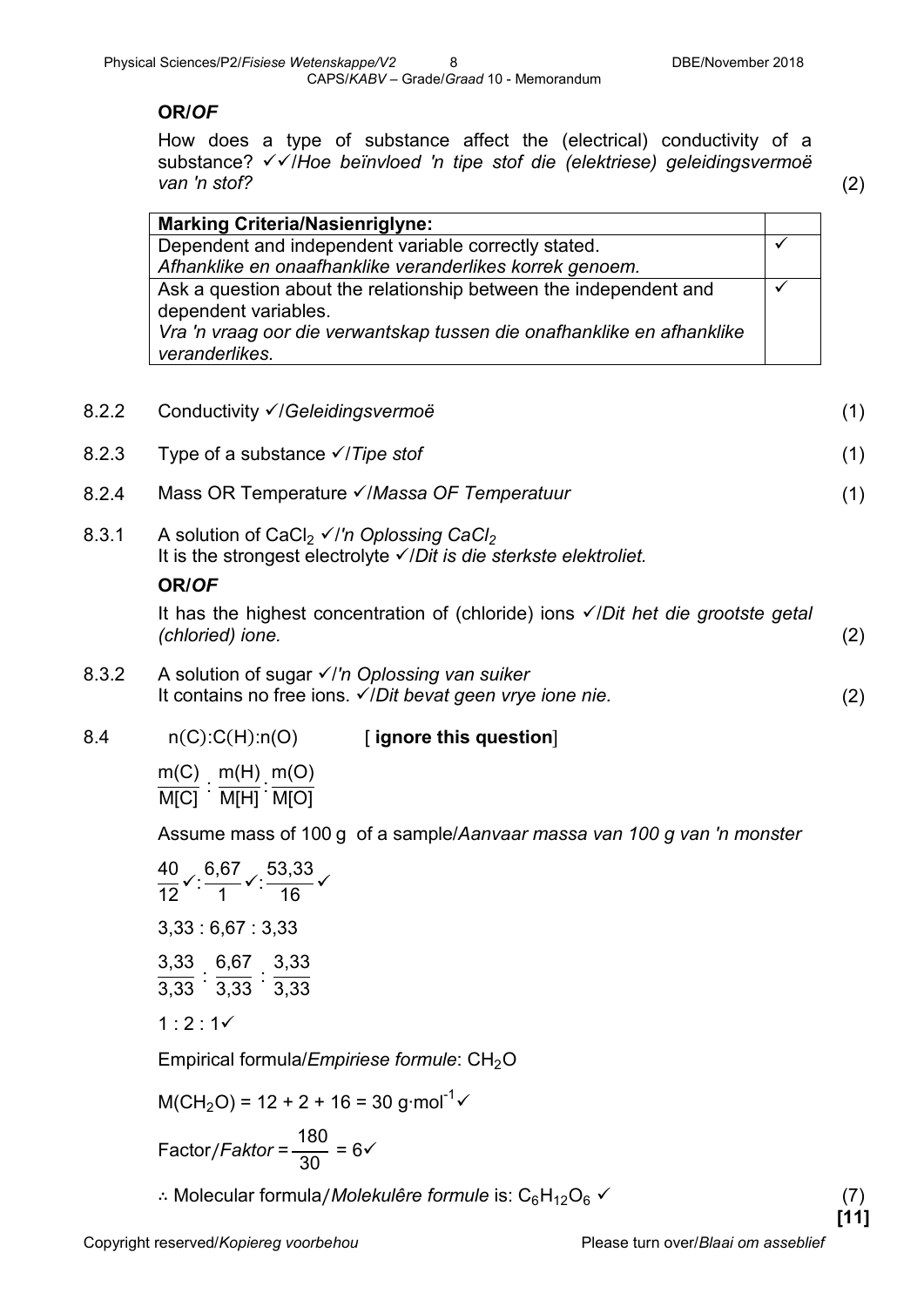**OR/*OF***

How does a type of substance affect the (electrical) conductivity of a substance? ✓✓/*Hoe beïnvloed 'n tipe stof die (elektriese) geleidingsvermoë van 'n stof?* (2)

| Marking Criteria/Nasienriglyne: | |
|---|---|
| Dependent and independent variable correctly stated. *Afhanklike en onaafhanklike veranderlikes korrek genoem.* | ✓ |
| Ask a question about the relationship between the independent and dependent variables. *Vra 'n vraag oor die verwantskap tussen die onafhanklike en afhanklike veranderlikes.* | ✓ |

8.2.2 Conductivity ✓/*Geleidingsvermoë* (1)

8.2.3 Type of a substance ✓/*Tipe stof* (1)

8.2.4 Mass OR Temperature ✓/*Massa OF Temperatuur* (1)

8.3.1 A solution of $CaCl_2$ ✓/*'n Oplossing $CaCl_2$*
It is the strongest electrolyte ✓/*Dit is die sterkste elektroliet.*

**OR/*OF***

It has the highest concentration of (chloride) ions ✓/*Dit het die grootste getal (chloried) ione.* (2)

8.3.2 A solution of sugar ✓/*'n Oplossing van suiker*
It contains no free ions. ✓/*Dit bevat geen vrye ione nie.* (2)

8.4 n(C):C(H):n(O) [ **ignore this question**]

$$\frac{m(C)}{M[C]} : \frac{m(H)}{M[H]} : \frac{m(O)}{M[O]}$$

Assume mass of 100 g of a sample/*Aanvaar massa van 100 g van 'n monster*

$$\frac{40}{12}✓ : \frac{6,67}{1}✓ : \frac{53,33}{16}✓$$

3,33 : 6,67 : 3,33

$$\frac{3,33}{3,33} : \frac{6,67}{3,33} : \frac{3,33}{3,33}$$

1 : 2 : 1✓

Empirical formula/*Empiriese formule*: $CH_2O$

$M(CH_2O) = 12 + 2 + 16 = 30\ g{\cdot}mol^{-1}$✓

$$\text{Factor/}\textit{Faktor} = \frac{180}{30} = 6✓$$

∴ Molecular formula/*Molekulêre formule* is: $C_6H_{12}O_6$ ✓ (7)

**[11]**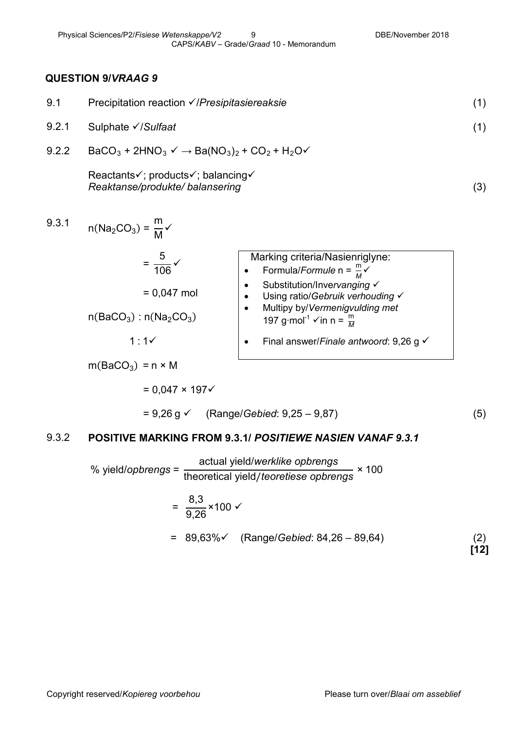## QUESTION 9/*VRAAG 9*

9.1 Precipitation reaction ✓/*Presipitasiereaksie* (1)

9.2.1 Sulphate ✓/*Sulfaat* (1)

9.2.2 $BaCO_3 + 2HNO_3$ ✓ $\rightarrow Ba(NO_3)_2 + CO_2 + H_2O$✓

Reactants✓; products✓; balancing✓
*Reaktanse/produkte/ balansering* (3)

9.3.1 $n(Na_2CO_3) = \frac{m}{M}$ ✓

$= \frac{5}{106}$ ✓

$= 0,047$ mol

$n(BaCO_3) : n(Na_2CO_3)$

1 : 1✓

$m(BaCO_3) = n \times M$

$= 0,047 \times 197$✓

$= 9,26$ g ✓ (Range/*Gebied*: 9,25 – 9,87) (5)

Marking criteria/Nasienriglyne:

- Formula/*Formule* $n = \frac{m}{M}$ ✓
- Substitution/*Invervanging* ✓
- Using ratio/*Gebruik verhouding* ✓
- Multipy by/*Vermenigvulding met* 197 $g \cdot mol^{-1}$ ✓in $n = \frac{m}{M}$
- Final answer/*Finale antwoord*: 9,26 g ✓

9.3.2 **POSITIVE MARKING FROM 9.3.1/ *POSITIEWE NASIEN VANAF 9.3.1***

$$\% \text{ yield/}\textit{opbrengs} = \frac{\text{actual yield/}\textit{werklike opbrengs}}{\text{theoretical yield/}\textit{teoretiese opbrengs}} \times 100$$

$= \frac{8,3}{9,26} \times 100$ ✓

$= 89,63\%$✓ (Range/*Gebied*: 84,26 – 89,64) (2)

**[12]**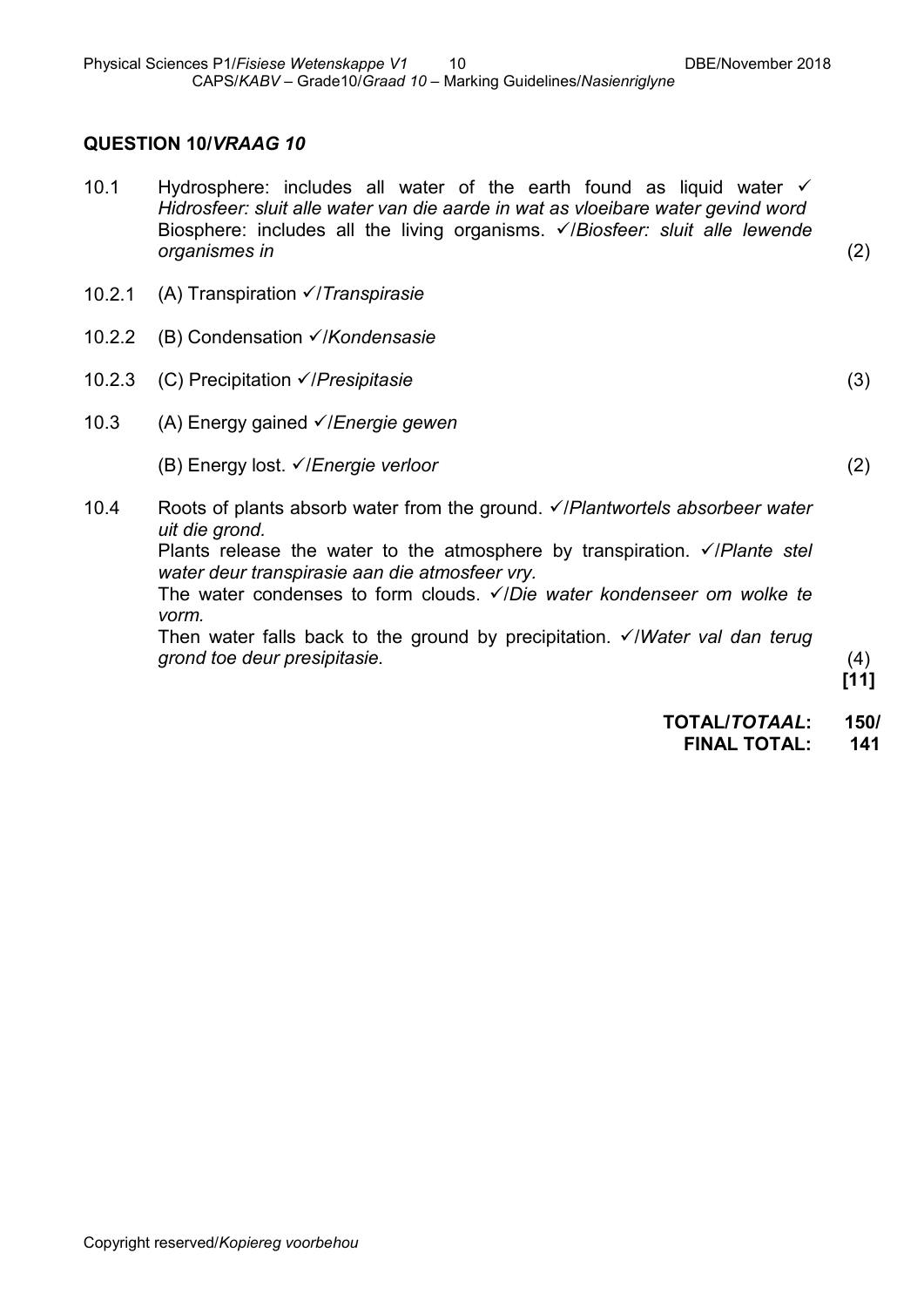## QUESTION 10/*VRAAG 10*

| | | |
|---|---|---|
| 10.1 | Hydrosphere: includes all water of the earth found as liquid water ✓ *Hidrosfeer: sluit alle water van die aarde in wat as vloeibare water gevind word* Biosphere: includes all the living organisms. ✓/*Biosfeer: sluit alle lewende organismes in* | (2) |
| 10.2.1 | (A) Transpiration ✓/*Transpirasie* | |
| 10.2.2 | (B) Condensation ✓/*Kondensasie* | |
| 10.2.3 | (C) Precipitation ✓/*Presipitasie* | (3) |
| 10.3 | (A) Energy gained ✓/*Energie gewen* | |
| | (B) Energy lost. ✓/*Energie verloor* | (2) |
| 10.4 | Roots of plants absorb water from the ground. ✓/*Plantwortels absorbeer water uit die grond.* Plants release the water to the atmosphere by transpiration. ✓/*Plante stel water deur transpirasie aan die atmosfeer vry.* The water condenses to form clouds. ✓/*Die water kondenseer om wolke te vorm.* Then water falls back to the ground by precipitation. ✓/*Water val dan terug grond toe deur presipitasie.* | (4) **[11]** |

**TOTAL/*TOTAAL*: 150/**
**FINAL TOTAL: 141**